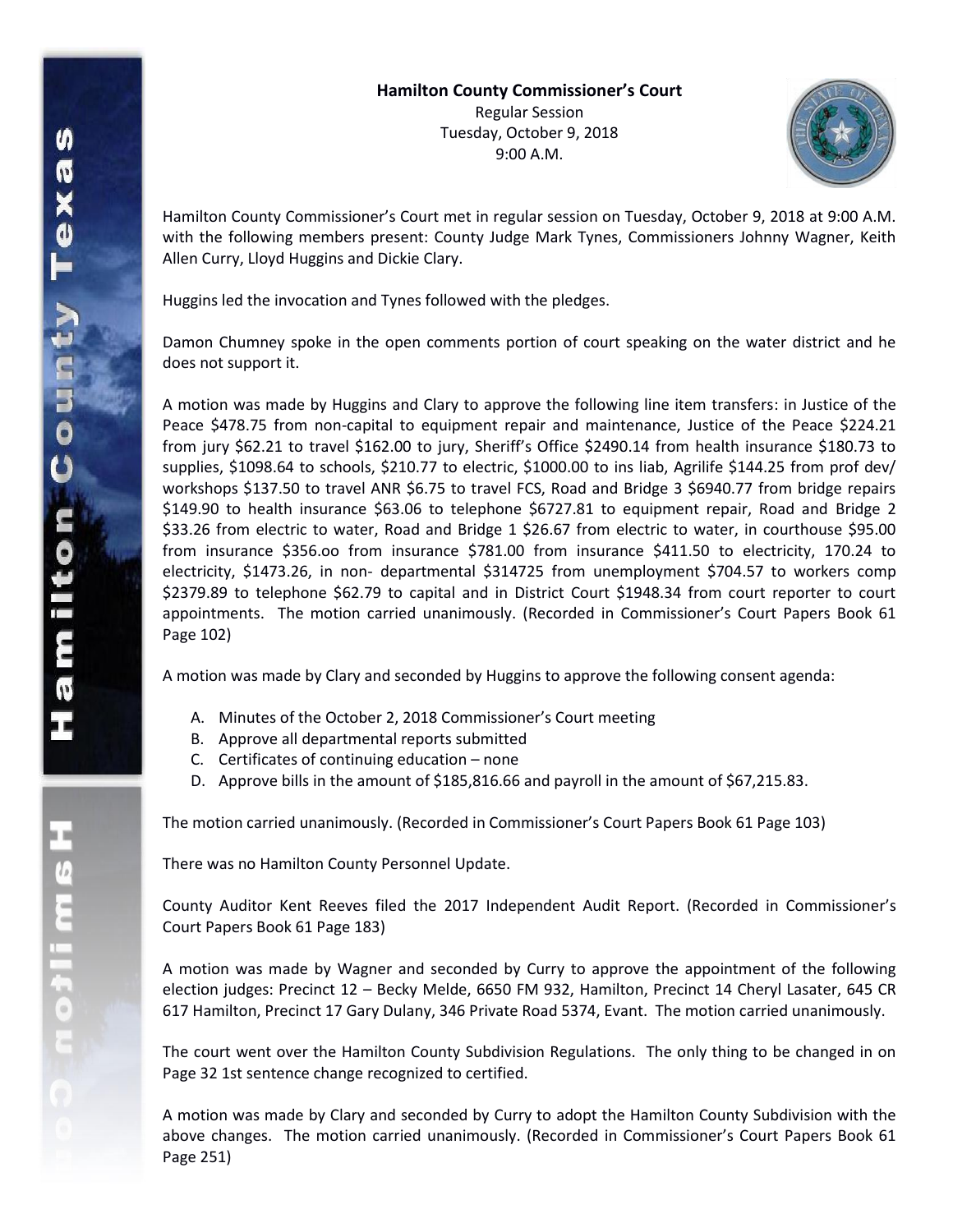**Hamilton County Commissioner's Court**

Regular Session

Tuesday, October 9, 2018

9:00 A.M.

Hamilton County Commissioner's Court met in regular session on Tuesday, October 9, 2018 at 9:00 A.M. with the following members present: County Judge Mark Tynes, Commissioners Johnny Wagner, Keith Allen Curry, Lloyd Huggins and Dickie Clary.

Huggins led the invocation and Tynes followed with the pledges.

Damon Chumney spoke in the open comments portion of court speaking on the water district and he does not support it.

A motion was made by Huggins and Clary to approve the following line item transfers: in Justice of the Peace $478.75 from non-capital to equipment repair and maintenance, Justice of the Peace $224.21 from jury $62.21 to travel $162.00 to jury, Sheriff's Office $2490.14 from health insurance $180.73 to supplies, $1098.64 to schools, $210.77 to electric, $1000.00 to ins liab, Agrilife $144.25 from prof dev/ workshops $137.50 to travel ANR $6.75 to travel FCS, Road and Bridge 3 $6940.77 from bridge repairs $149.90 to health insurance $63.06 to telephone $6727.81 to equipment repair, Road and Bridge 2 $33.26 from electric to water, Road and Bridge 1 $26.67 from electric to water, in courthouse $95.00 from insurance $356.oo from insurance $781.00 from insurance $411.50 to electricity, 170.24 to electricity, $1473.26, in non- departmental $314725 from unemployment $704.57 to workers comp $2379.89 to telephone $62.79 to capital and in District Court $1948.34 from court reporter to court appointments. The motion carried unanimously. (Recorded in Commissioner's Court Papers Book 61 Page 102)

A motion was made by Clary and seconded by Huggins to approve the following consent agenda:

A. Minutes of the October 2, 2018 Commissioner's Court meeting
B. Approve all departmental reports submitted
C. Certificates of continuing education – none
D. Approve bills in the amount of $185,816.66 and payroll in the amount of $67,215.83.

The motion carried unanimously. (Recorded in Commissioner's Court Papers Book 61 Page 103)

There was no Hamilton County Personnel Update.

County Auditor Kent Reeves filed the 2017 Independent Audit Report. (Recorded in Commissioner's Court Papers Book 61 Page 183)

A motion was made by Wagner and seconded by Curry to approve the appointment of the following election judges: Precinct 12 – Becky Melde, 6650 FM 932, Hamilton, Precinct 14 Cheryl Lasater, 645 CR 617 Hamilton, Precinct 17 Gary Dulany, 346 Private Road 5374, Evant. The motion carried unanimously.

The court went over the Hamilton County Subdivision Regulations. The only thing to be changed in on Page 32 1st sentence change recognized to certified.

A motion was made by Clary and seconded by Curry to adopt the Hamilton County Subdivision with the above changes. The motion carried unanimously. (Recorded in Commissioner's Court Papers Book 61 Page 251)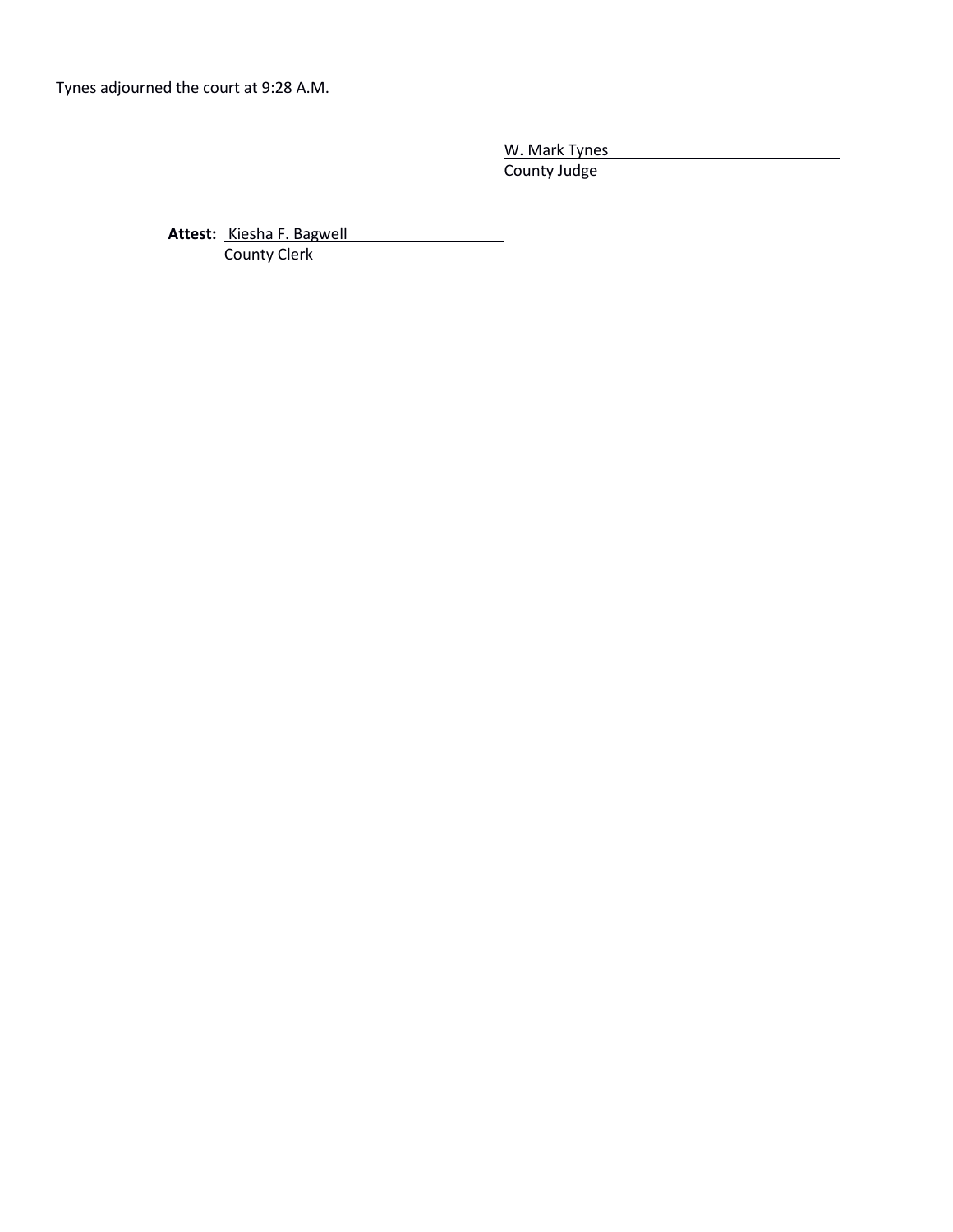Tynes adjourned the court at 9:28 A.M.

W. Mark Tynes
County Judge

**Attest:** Kiesha F. Bagwell
County Clerk